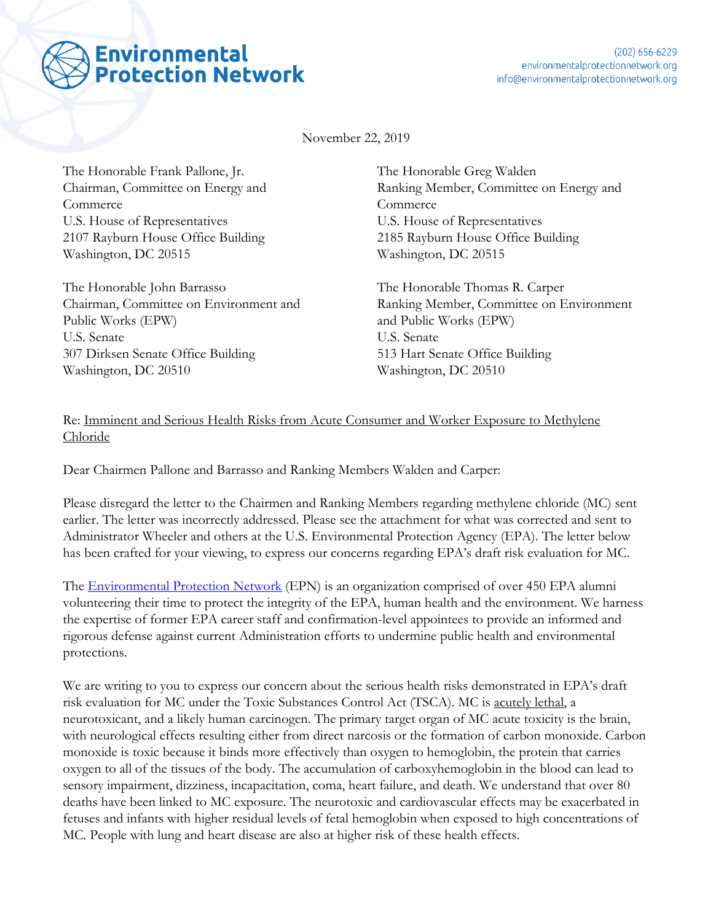**Environmental Protection Network**

(202) 656-6229
environmentalprotectionnetwork.org
info@environmentalprotectionnetwork.org

November 22, 2019

The Honorable Frank Pallone, Jr.
Chairman, Committee on Energy and Commerce
U.S. House of Representatives
2107 Rayburn House Office Building
Washington, DC 20515

The Honorable Greg Walden
Ranking Member, Committee on Energy and Commerce
U.S. House of Representatives
2185 Rayburn House Office Building
Washington, DC 20515

The Honorable John Barrasso
Chairman, Committee on Environment and Public Works (EPW)
U.S. Senate
307 Dirksen Senate Office Building
Washington, DC 20510

The Honorable Thomas R. Carper
Ranking Member, Committee on Environment and Public Works (EPW)
U.S. Senate
513 Hart Senate Office Building
Washington, DC 20510

Re: Imminent and Serious Health Risks from Acute Consumer and Worker Exposure to Methylene Chloride

Dear Chairmen Pallone and Barrasso and Ranking Members Walden and Carper:

Please disregard the letter to the Chairmen and Ranking Members regarding methylene chloride (MC) sent earlier. The letter was incorrectly addressed. Please see the attachment for what was corrected and sent to Administrator Wheeler and others at the U.S. Environmental Protection Agency (EPA). The letter below has been crafted for your viewing, to express our concerns regarding EPA's draft risk evaluation for MC.

The Environmental Protection Network (EPN) is an organization comprised of over 450 EPA alumni volunteering their time to protect the integrity of the EPA, human health and the environment. We harness the expertise of former EPA career staff and confirmation-level appointees to provide an informed and rigorous defense against current Administration efforts to undermine public health and environmental protections.

We are writing to you to express our concern about the serious health risks demonstrated in EPA's draft risk evaluation for MC under the Toxic Substances Control Act (TSCA). MC is acutely lethal, a neurotoxicant, and a likely human carcinogen. The primary target organ of MC acute toxicity is the brain, with neurological effects resulting either from direct narcosis or the formation of carbon monoxide. Carbon monoxide is toxic because it binds more effectively than oxygen to hemoglobin, the protein that carries oxygen to all of the tissues of the body. The accumulation of carboxyhemoglobin in the blood can lead to sensory impairment, dizziness, incapacitation, coma, heart failure, and death. We understand that over 80 deaths have been linked to MC exposure. The neurotoxic and cardiovascular effects may be exacerbated in fetuses and infants with higher residual levels of fetal hemoglobin when exposed to high concentrations of MC. People with lung and heart disease are also at higher risk of these health effects.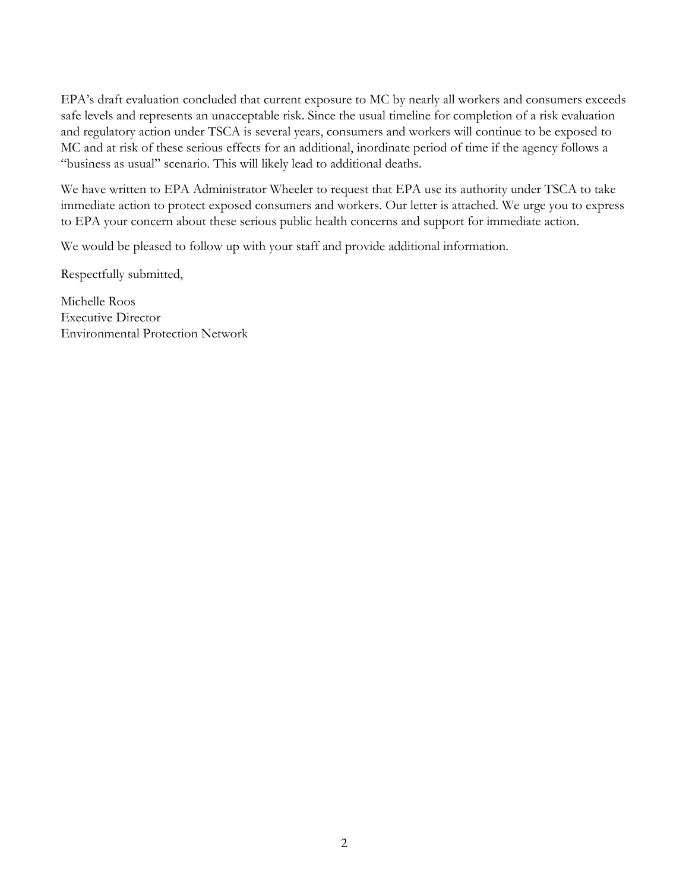EPA's draft evaluation concluded that current exposure to MC by nearly all workers and consumers exceeds safe levels and represents an unacceptable risk. Since the usual timeline for completion of a risk evaluation and regulatory action under TSCA is several years, consumers and workers will continue to be exposed to MC and at risk of these serious effects for an additional, inordinate period of time if the agency follows a "business as usual" scenario. This will likely lead to additional deaths.

We have written to EPA Administrator Wheeler to request that EPA use its authority under TSCA to take immediate action to protect exposed consumers and workers. Our letter is attached. We urge you to express to EPA your concern about these serious public health concerns and support for immediate action.

We would be pleased to follow up with your staff and provide additional information.

Respectfully submitted,

Michelle Roos  
Executive Director  
Environmental Protection Network